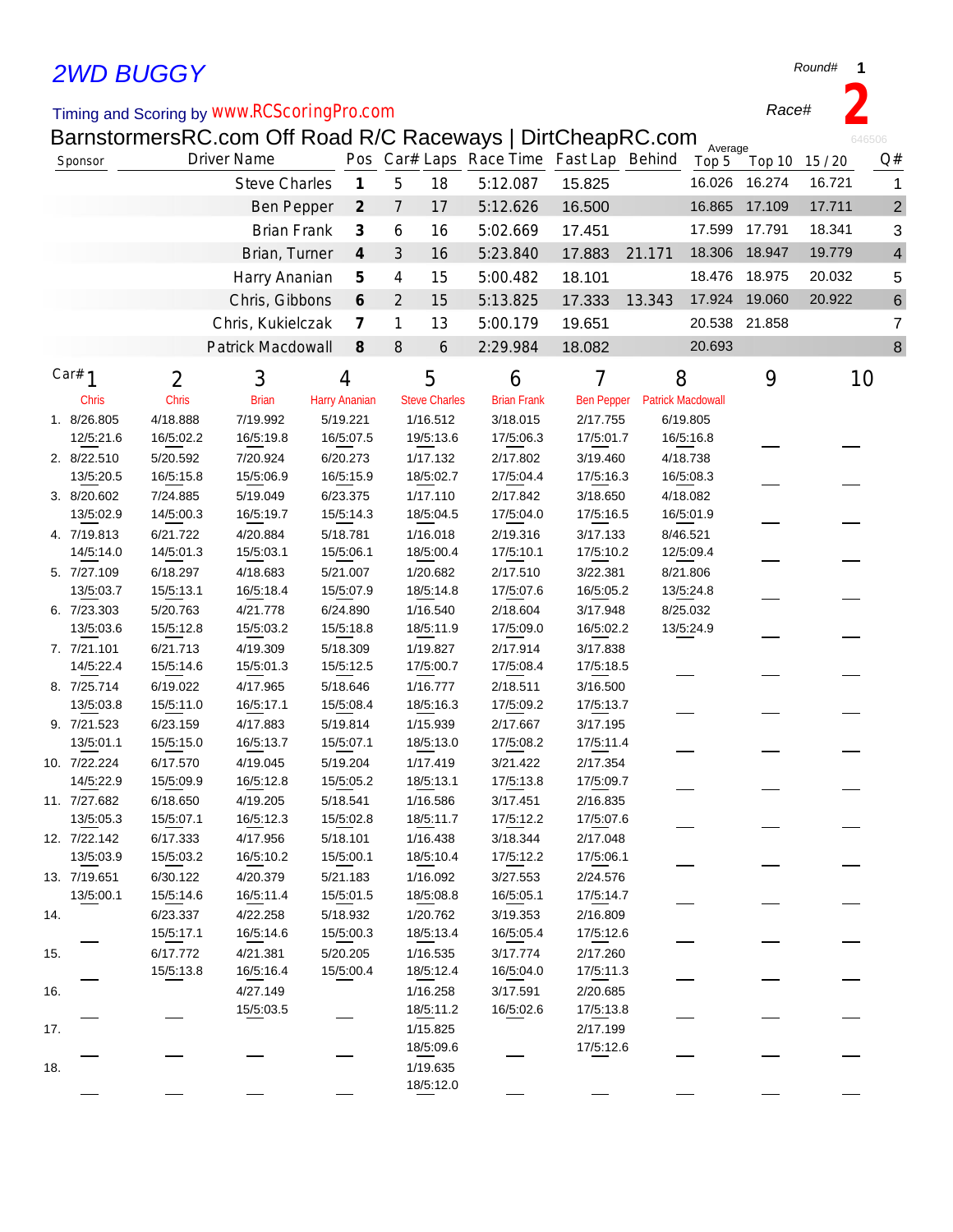## 2WD BUGGY

Round# 1

Timing and Scoring by www.RCScoringPro.com

Race# 2

BarnstormersRC.com Off Road R/C Raceways | DirtCheapRC.com

646506

| Sponsor | Driver Name | Pos | Car# | Laps | Race Time | Fast Lap | Behind | Average Top 5 | Top 10 | 15 / 20 | Q# |
|---|---|---|---|---|---|---|---|---|---|---|---|
| | Steve Charles | 1 | 5 | 18 | 5:12.087 | 15.825 | | 16.026 | 16.274 | 16.721 | 1 |
| | Ben Pepper | 2 | 7 | 17 | 5:12.626 | 16.500 | | 16.865 | 17.109 | 17.711 | 2 |
| | Brian Frank | 3 | 6 | 16 | 5:02.669 | 17.451 | | 17.599 | 17.791 | 18.341 | 3 |
| | Brian, Turner | 4 | 3 | 16 | 5:23.840 | 17.883 | 21.171 | 18.306 | 18.947 | 19.779 | 4 |
| | Harry Ananian | 5 | 4 | 15 | 5:00.482 | 18.101 | | 18.476 | 18.975 | 20.032 | 5 |
| | Chris, Gibbons | 6 | 2 | 15 | 5:13.825 | 17.333 | 13.343 | 17.924 | 19.060 | 20.922 | 6 |
| | Chris, Kukielczak | 7 | 1 | 13 | 5:00.179 | 19.651 | | 20.538 | 21.858 | | 7 |
| | Patrick Macdowall | 8 | 8 | 6 | 2:29.984 | 18.082 | | 20.693 | | | 8 |

| Car# | 1 | 2 | 3 | 4 | 5 | 6 | 7 | 8 | 9 | 10 |
|---|---|---|---|---|---|---|---|---|---|---|
| | Chris | Chris | Brian | Harry Ananian | Steve Charles | Brian Frank | Ben Pepper | Patrick Macdowall | | |
| 1. | 8/26.805 | 4/18.888 | 7/19.992 | 5/19.221 | 1/16.512 | 3/18.015 | 2/17.755 | 6/19.805 | | |
| | 12/5:21.6 | 16/5:02.2 | 16/5:19.8 | 16/5:07.5 | 19/5:13.6 | 17/5:06.3 | 17/5:01.7 | 16/5:16.8 | | |
| 2. | 8/22.510 | 5/20.592 | 7/20.924 | 6/20.273 | 1/17.132 | 2/17.802 | 3/19.460 | 4/18.738 | | |
| | 13/5:20.5 | 16/5:15.8 | 15/5:06.9 | 16/5:15.9 | 18/5:02.7 | 17/5:04.4 | 17/5:16.3 | 16/5:08.3 | | |
| 3. | 8/20.602 | 7/24.885 | 5/19.049 | 6/23.375 | 1/17.110 | 2/17.842 | 3/18.650 | 4/18.082 | | |
| | 13/5:02.9 | 14/5:00.3 | 16/5:19.7 | 15/5:14.3 | 18/5:04.5 | 17/5:04.0 | 17/5:16.5 | 16/5:01.9 | | |
| 4. | 7/19.813 | 6/21.722 | 4/20.884 | 5/18.781 | 1/16.018 | 2/19.316 | 3/17.133 | 8/46.521 | | |
| | 14/5:14.0 | 14/5:01.3 | 15/5:03.1 | 15/5:06.1 | 18/5:00.4 | 17/5:10.1 | 17/5:10.2 | 12/5:09.4 | | |
| 5. | 7/27.109 | 6/18.297 | 4/18.683 | 5/21.007 | 1/20.682 | 2/17.510 | 3/22.381 | 8/21.806 | | |
| | 13/5:03.7 | 15/5:13.1 | 16/5:18.4 | 15/5:07.9 | 18/5:14.8 | 17/5:07.6 | 16/5:05.2 | 13/5:24.8 | | |
| 6. | 7/23.303 | 5/20.763 | 4/21.778 | 6/24.890 | 1/16.540 | 2/18.604 | 3/17.948 | 8/25.032 | | |
| | 13/5:03.6 | 15/5:12.8 | 15/5:03.2 | 15/5:18.8 | 18/5:11.9 | 17/5:09.0 | 16/5:02.2 | 13/5:24.9 | | |
| 7. | 7/21.101 | 6/21.713 | 4/19.309 | 5/18.309 | 1/19.827 | 2/17.914 | 3/17.838 | | | |
| | 14/5:22.4 | 15/5:14.6 | 15/5:01.3 | 15/5:12.5 | 17/5:00.7 | 17/5:08.4 | 17/5:18.5 | | | |
| 8. | 7/25.714 | 6/19.022 | 4/17.965 | 5/18.646 | 1/16.777 | 2/18.511 | 3/16.500 | | | |
| | 13/5:03.8 | 15/5:11.0 | 16/5:17.1 | 15/5:08.4 | 18/5:16.3 | 17/5:09.2 | 17/5:13.7 | | | |
| 9. | 7/21.523 | 6/23.159 | 4/17.883 | 5/19.814 | 1/15.939 | 2/17.667 | 3/17.195 | | | |
| | 13/5:01.1 | 15/5:15.0 | 16/5:13.7 | 15/5:07.1 | 18/5:13.0 | 17/5:08.2 | 17/5:11.4 | | | |
| 10. | 7/22.224 | 6/17.570 | 4/19.045 | 5/19.204 | 1/17.419 | 3/21.422 | 2/17.354 | | | |
| | 14/5:22.9 | 15/5:09.9 | 16/5:12.8 | 15/5:05.2 | 18/5:13.1 | 17/5:13.8 | 17/5:09.7 | | | |
| 11. | 7/27.682 | 6/18.650 | 4/19.205 | 5/18.541 | 1/16.586 | 3/17.451 | 2/16.835 | | | |
| | 13/5:05.3 | 15/5:07.1 | 16/5:12.3 | 15/5:02.8 | 18/5:11.7 | 17/5:12.2 | 17/5:07.6 | | | |
| 12. | 7/22.142 | 6/17.333 | 4/17.956 | 5/18.101 | 1/16.438 | 3/18.344 | 2/17.048 | | | |
| | 13/5:03.9 | 15/5:03.2 | 16/5:10.2 | 15/5:00.1 | 18/5:10.4 | 17/5:12.2 | 17/5:06.1 | | | |
| 13. | 7/19.651 | 6/30.122 | 4/20.379 | 5/21.183 | 1/16.092 | 3/27.553 | 2/24.576 | | | |
| | 13/5:00.1 | 15/5:14.6 | 16/5:11.4 | 15/5:01.5 | 18/5:08.8 | 16/5:05.1 | 17/5:14.7 | | | |
| 14. | | 6/23.337 | 4/22.258 | 5/18.932 | 1/20.762 | 3/19.353 | 2/16.809 | | | |
| | | 15/5:17.1 | 16/5:14.6 | 15/5:00.3 | 18/5:13.4 | 16/5:05.4 | 17/5:12.6 | | | |
| 15. | | 6/17.772 | 4/21.381 | 5/20.205 | 1/16.535 | 3/17.774 | 2/17.260 | | | |
| | | 15/5:13.8 | 16/5:16.4 | 15/5:00.4 | 18/5:12.4 | 16/5:04.0 | 17/5:11.3 | | | |
| 16. | | | 4/27.149 | | 1/16.258 | 3/17.591 | 2/20.685 | | | |
| | | | 15/5:03.5 | | 18/5:11.2 | 16/5:02.6 | 17/5:13.8 | | | |
| 17. | | | | | 1/15.825 | | 2/17.199 | | | |
| | | | | | 18/5:09.6 | | 17/5:12.6 | | | |
| 18. | | | | | 1/19.635 | | | | | |
| | | | | | 18/5:12.0 | | | | | |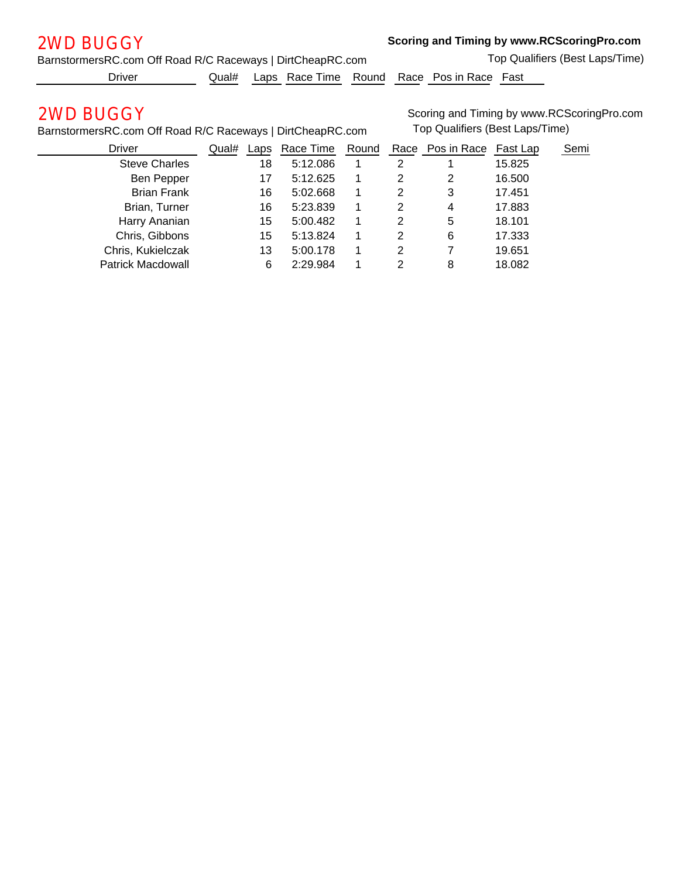# 2WD BUGGY

**Scoring and Timing by www.RCScoringPro.com**

BarnstormersRC.com Off Road R/C Raceways | DirtCheapRC.com

Top Qualifiers (Best Laps/Time)

| Driver | Qual# | Laps | Race Time | Round | Race | Pos in Race | Fast |
|---|---|---|---|---|---|---|---|

# 2WD BUGGY

Scoring and Timing by www.RCScoringPro.com

BarnstormersRC.com Off Road R/C Raceways | DirtCheapRC.com

Top Qualifiers (Best Laps/Time)

| Driver | Qual# | Laps | Race Time | Round | Race | Pos in Race | Fast Lap | Semi |
|---|---|---|---|---|---|---|---|---|
| Steve Charles | | 18 | 5:12.086 | 1 | 2 | 1 | 15.825 | |
| Ben Pepper | | 17 | 5:12.625 | 1 | 2 | 2 | 16.500 | |
| Brian Frank | | 16 | 5:02.668 | 1 | 2 | 3 | 17.451 | |
| Brian, Turner | | 16 | 5:23.839 | 1 | 2 | 4 | 17.883 | |
| Harry Ananian | | 15 | 5:00.482 | 1 | 2 | 5 | 18.101 | |
| Chris, Gibbons | | 15 | 5:13.824 | 1 | 2 | 6 | 17.333 | |
| Chris, Kukielczak | | 13 | 5:00.178 | 1 | 2 | 7 | 19.651 | |
| Patrick Macdowall | | 6 | 2:29.984 | 1 | 2 | 8 | 18.082 | |